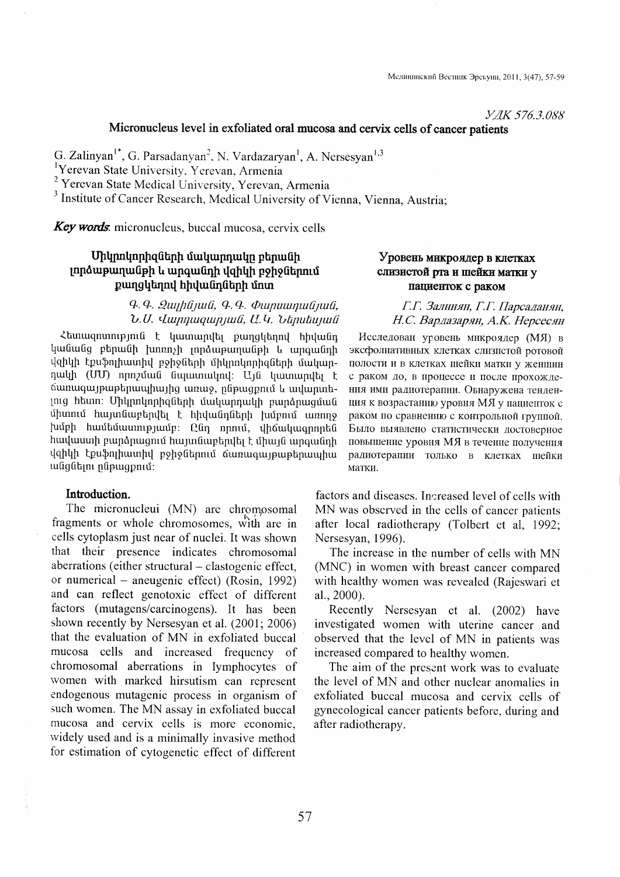УДК 576.3.088

# Micronucleus level in exfoliated oral mucosa and cervix cells of cancer patients

G. Zalinyan[1*], G. Parsadanyan[2], N. Vardazaryan[1], A. Nersesyan[1,3]

[1]Yerevan State University, Yerevan, Armenia

[2] Yerevan State Medical University, Yerevan, Armenia

[3] Institute of Cancer Research, Medical University of Vienna, Vienna, Austria;

***Key words***: micronucleus, buccal mucosa, cervix cells

## Միկրոկորիզների մակարդակը բերանի լորձաթաղանթի և արգանդի վզիկի բջիջներում քաղցկեղով հիվանդների մոտ

*Գ. Գ. Զալինյան, Գ. Գ. Փարսադանյան, Ն. Ս. Վարդազարյան, Ա. Կ. Ներսեսյան*

Հետազոտությունն է կատարվել քաղցկեղով հիվանդ կանանց բերանի խոռոչի լորձաթաղանթի և արգանդի վզիկի էքսֆոլիատիվ բջիջների միկրոկորիզների մակարդակի (ՄԿ) որոշման նպատակով: Այն կատարվել է ճառագայթաբուժությունից առաջ, ընթացքում և ավարտելուց հետո: Միկրոկորիզների մակարդակի բարձրացման միտում հայտնաբերվել է հիվանդների խմբում առողջ խմբի համեմատությամբ: Ընդ որում, վիճակագրորեն հավաստի բարձրացում հայտնաբերվել է միայն արգանդի վզիկի էքսֆոլիատիվ բջիջներում ճառագայթաբուժության անցնելու ընթացքում:

## Уровень микроядер в клетках слизистой рта и шейки матки у пациенток с раком

*Г.Г. Залинян, Г.Г. Парсаданян, Н.С. Вардазарян, А.К. Нерсесян*

Исследован уровень микроядер (МЯ) в эксфолиативных клетках слизистой ротовой полости и в клетках шейки матки у женщин с раком до, в процессе и после прохождения ими радиотерапии. Обнаружена тенденция к возрастанию уровня МЯ у пациенток с раком по сравнению с контрольной группой. Было выявлено статистически достоверное повышение уровня МЯ в течение получения радиотерапии только в клетках шейки матки.

## Introduction.

The micronuclei (MN) are chromosomal fragments or whole chromosomes, with are in cells cytoplasm just near of nuclei. It was shown that their presence indicates chromosomal aberrations (either structural – clastogenic effect, or numerical – aneugenic effect) (Rosin, 1992) and can reflect genotoxic effect of different factors (mutagens/carcinogens). It has been shown recently by Nersesyan et al. (2001; 2006) that the evaluation of MN in exfoliated buccal mucosa cells and increased frequency of chromosomal aberrations in lymphocytes of women with marked hirsutism can represent endogenous mutagenic process in organism of such women. The MN assay in exfoliated buccal mucosa and cervix cells is more economic, widely used and is a minimally invasive method for estimation of cytogenetic effect of different factors and diseases. Increased level of cells with MN was observed in the cells of cancer patients after local radiotherapy (Tolbert et al, 1992; Nersesyan, 1996).

The increase in the number of cells with MN (MNC) in women with breast cancer compared with healthy women was revealed (Rajeswari et al., 2000).

Recently Nersesyan et al. (2002) have investigated women with uterine cancer and observed that the level of MN in patients was increased compared to healthy women.

The aim of the present work was to evaluate the level of MN and other nuclear anomalies in exfoliated buccal mucosa and cervix cells of gynecological cancer patients before, during and after radiotherapy.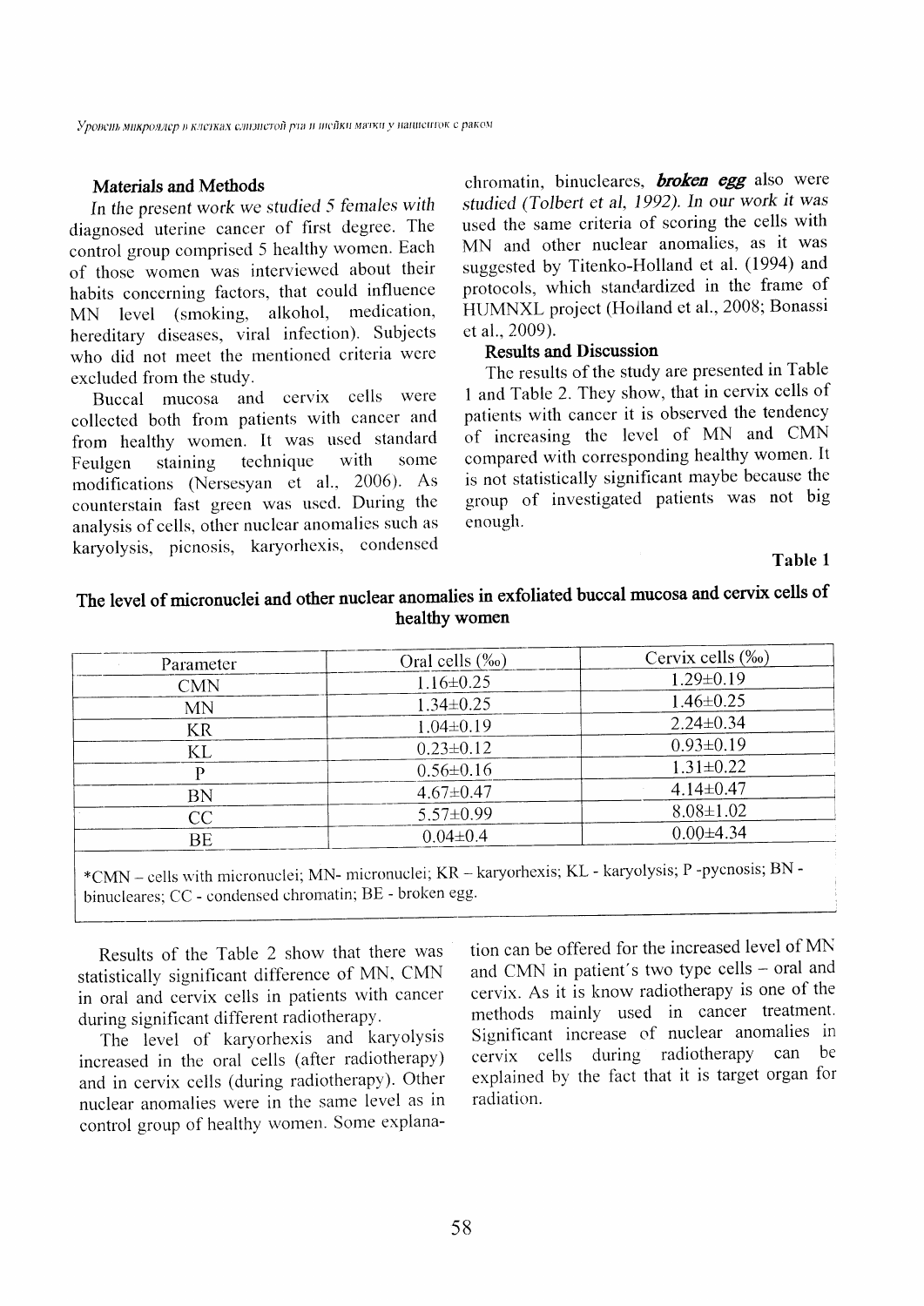## Materials and Methods

*In the present work we studied 5 females with* diagnosed uterine cancer of first degree. The control group comprised 5 healthy women. Each of those women was interviewed about their habits concerning factors, that could influence MN level (smoking, alcohol, medication, hereditary diseases, viral infection). Subjects who did not meet the mentioned criteria were excluded from the study.

Buccal mucosa and cervix cells were collected both from patients with cancer and from healthy women. It was used standard Feulgen staining technique with some modifications (Nersesyan et al., 2006). As counterstain fast green was used. During the analysis of cells, other nuclear anomalies such as karyolysis, picnosis, karyorhexis, condensed chromatin, binucleares, ***broken egg*** also were *studied (Tolbert et al, 1992). In our work it was* used the same criteria of scoring the cells with MN and other nuclear anomalies, as it was suggested by Titenko-Holland et al. (1994) and protocols, which standardized in the frame of HUMNXL project (Holland et al., 2008; Bonassi et al., 2009).

## Results and Discussion

The results of the study are presented in Table 1 and Table 2. They show, that in cervix cells of patients with cancer it is observed the tendency of increasing the level of MN and CMN compared with corresponding healthy women. It is not statistically significant maybe because the group of investigated patients was not big enough.

**Table 1**

**The level of micronuclei and other nuclear anomalies in exfoliated buccal mucosa and cervix cells of healthy women**

| Parameter | Oral cells (‰) | Cervix cells (‰) |
|---|---|---|
| CMN | 1.16±0.25 | 1.29±0.19 |
| MN | 1.34±0.25 | 1.46±0.25 |
| KR | 1.04±0.19 | 2.24±0.34 |
| KL | 0.23±0.12 | 0.93±0.19 |
| P | 0.56±0.16 | 1.31±0.22 |
| BN | 4.67±0.47 | 4.14±0.47 |
| CC | 5.57±0.99 | 8.08±1.02 |
| BE | 0.04±0.4 | 0.00±4.34 |

*CMN – cells with micronuclei; MN- micronuclei; KR – karyorhexis; KL - karyolysis; P -pycnosis; BN - binucleares; CC - condensed chromatin; BE - broken egg.

Results of the Table 2 show that there was statistically significant difference of MN, CMN in oral and cervix cells in patients with cancer during significant different radiotherapy.

The level of karyorhexis and karyolysis increased in the oral cells (after radiotherapy) and in cervix cells (during radiotherapy). Other nuclear anomalies were in the same level as in control group of healthy women. Some explanation can be offered for the increased level of MN and CMN in patient's two type cells – oral and cervix. As it is know radiotherapy is one of the methods mainly used in cancer treatment. Significant increase of nuclear anomalies in cervix cells during radiotherapy can be explained by the fact that it is target organ for radiation.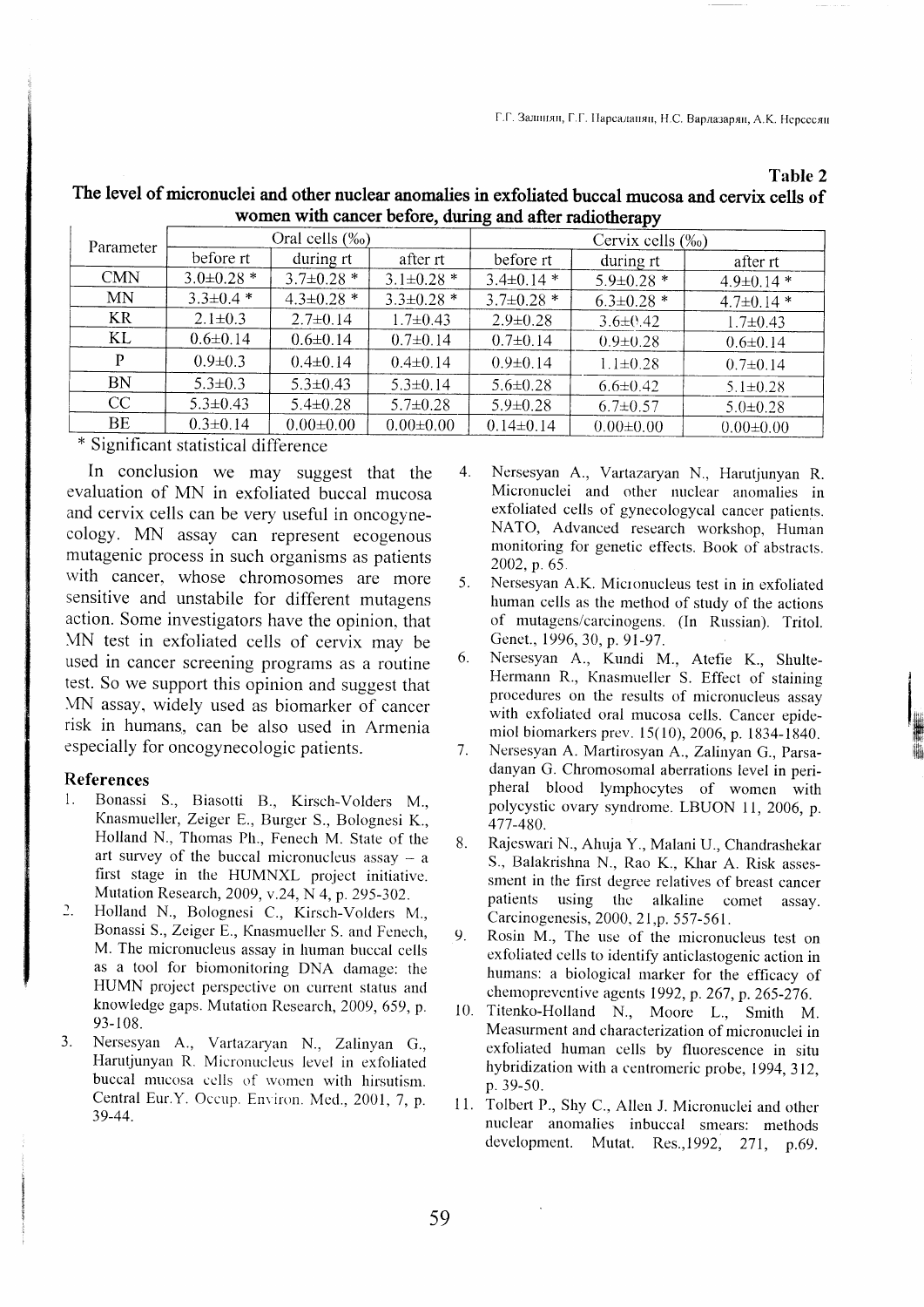**Table 2**

**The level of micronuclei and other nuclear anomalies in exfoliated buccal mucosa and cervix cells of women with cancer before, during and after radiotherapy**

| Parameter | Oral cells (‰) | | | Cervix cells (‰) | | |
|---|---|---|---|---|---|---|
| | before rt | during rt | after rt | before rt | during rt | after rt |
| CMN | 3.0±0.28 * | 3.7±0.28 * | 3.1±0.28 * | 3.4±0.14 * | 5.9±0.28 * | 4.9±0.14 * |
| MN | 3.3±0.4 * | 4.3±0.28 * | 3.3±0.28 * | 3.7±0.28 * | 6.3±0.28 * | 4.7±0.14 * |
| KR | 2.1±0.3 | 2.7±0.14 | 1.7±0.43 | 2.9±0.28 | 3.6±0.42 | 1.7±0.43 |
| KL | 0.6±0.14 | 0.6±0.14 | 0.7±0.14 | 0.7±0.14 | 0.9±0.28 | 0.6±0.14 |
| P | 0.9±0.3 | 0.4±0.14 | 0.4±0.14 | 0.9±0.14 | 1.1±0.28 | 0.7±0.14 |
| BN | 5.3±0.3 | 5.3±0.43 | 5.3±0.14 | 5.6±0.28 | 6.6±0.42 | 5.1±0.28 |
| CC | 5.3±0.43 | 5.4±0.28 | 5.7±0.28 | 5.9±0.28 | 6.7±0.57 | 5.0±0.28 |
| BE | 0.3±0.14 | 0.00±0.00 | 0.00±0.00 | 0.14±0.14 | 0.00±0.00 | 0.00±0.00 |

\* Significant statistical difference

In conclusion we may suggest that the evaluation of MN in exfoliated buccal mucosa and cervix cells can be very useful in oncogynecology. MN assay can represent ecogenous mutagenic process in such organisms as patients with cancer, whose chromosomes are more sensitive and unstabile for different mutagens action. Some investigators have the opinion, that MN test in exfoliated cells of cervix may be used in cancer screening programs as a routine test. So we support this opinion and suggest that MN assay, widely used as biomarker of cancer risk in humans, can be also used in Armenia especially for oncogynecologic patients.

## References

1. Bonassi S., Biasotti B., Kirsch-Volders M., Knasmueller, Zeiger E., Burger S., Bolognesi K., Holland N., Thomas Ph., Fenech M. State of the art survey of the buccal micronucleus assay – a first stage in the HUMNXL project initiative. Mutation Research, 2009, v.24, N 4, p. 295-302.
2. Holland N., Bolognesi C., Kirsch-Volders M., Bonassi S., Zeiger E., Knasmueller S. and Fenech, M. The micronucleus assay in human buccal cells as a tool for biomonitoring DNA damage: the HUMN project perspective on current status and knowledge gaps. Mutation Research, 2009, 659, p. 93-108.
3. Nersesyan A., Vartazaryan N., Zalinyan G., Harutjunyan R. Micronucleus level in exfoliated buccal mucosa cells of women with hirsutism. Central Eur.Y. Occup. Environ. Med., 2001, 7, p. 39-44.
4. Nersesyan A., Vartazaryan N., Harutjunyan R. Micronuclei and other nuclear anomalies in exfoliated cells of gynecologycal cancer patients. NATO, Advanced research workshop, Human monitoring for genetic effects. Book of abstracts. 2002, p. 65.
5. Nersesyan A.K. Micronucleus test in in exfoliated human cells as the method of study of the actions of mutagens/carcinogens. (In Russian). Tritol. Genet., 1996, 30, p. 91-97.
6. Nersesyan A., Kundi M., Atefie K., Shulte-Hermann R., Knasmueller S. Effect of staining procedures on the results of micronucleus assay with exfoliated oral mucosa cells. Cancer epidemiol biomarkers prev. 15(10), 2006, p. 1834-1840.
7. Nersesyan A. Martirosyan A., Zalinyan G., Parsadanyan G. Chromosomal aberrations level in peripheral blood lymphocytes of women with polycystic ovary syndrome. LBUON 11, 2006, p. 477-480.
8. Rajeswari N., Ahuja Y., Malani U., Chandrashekar S., Balakrishna N., Rao K., Khar A. Risk assessment in the first degree relatives of breast cancer patients using the alkaline comet assay. Carcinogenesis, 2000, 21,p. 557-561.
9. Rosin M., The use of the micronucleus test on exfoliated cells to identify anticlastogenic action in humans: a biological marker for the efficacy of chemopreventive agents 1992, p. 267, p. 265-276.
10. Titenko-Holland N., Moore L., Smith M. Measurment and characterization of micronuclei in exfoliated human cells by fluorescence in situ hybridization with a centromeric probe, 1994, 312, p. 39-50.
11. Tolbert P., Shy C., Allen J. Micronuclei and other nuclear anomalies inbuccal smears: methods development. Mutat. Res.,1992, 271, p.69.